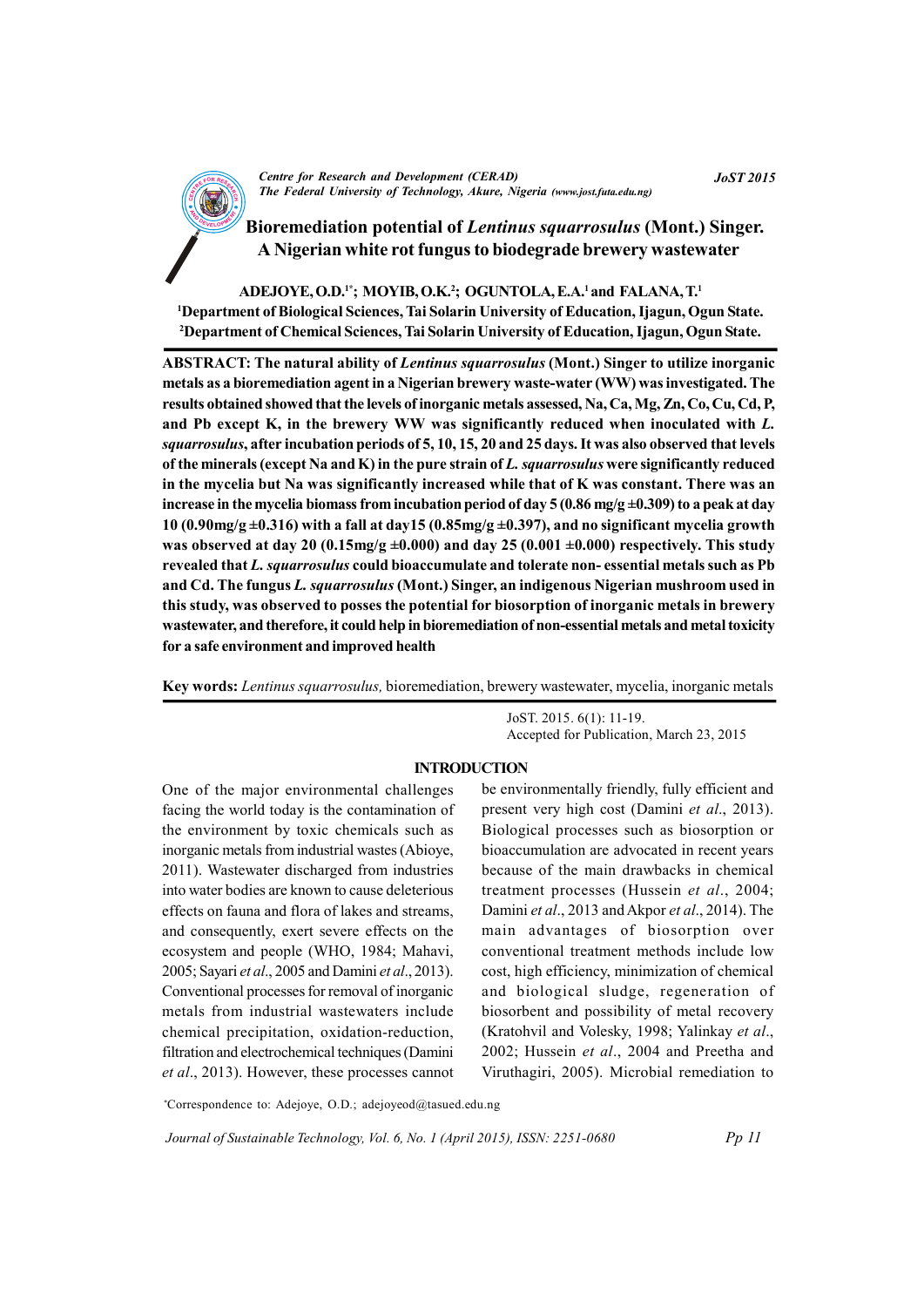# Bioremediation potential of *Lentinus squarrosulus* (Mont.) Singer. A Nigerian white rot fungus to biodegrade brewery wastewater

**ADEJOYE, O.D.[1*]; MOYIB, O.K.[2]; OGUNTOLA, E.A.[1] and FALANA, T.[1]**

[1]Department of Biological Sciences, Tai Solarin University of Education, Ijagun, Ogun State.
[2]Department of Chemical Sciences, Tai Solarin University of Education, Ijagun, Ogun State.

**ABSTRACT: The natural ability of *Lentinus squarrosulus* (Mont.) Singer to utilize inorganic metals as a bioremediation agent in a Nigerian brewery waste-water (WW) was investigated. The results obtained showed that the levels of inorganic metals assessed, Na, Ca, Mg, Zn, Co, Cu, Cd, P, and Pb except K, in the brewery WW was significantly reduced when inoculated with *L. squarrosulus*, after incubation periods of 5, 10, 15, 20 and 25 days. It was also observed that levels of the minerals (except Na and K) in the pure strain of *L. squarrosulus* were significantly reduced in the mycelia but Na was significantly increased while that of K was constant. There was an increase in the mycelia biomass from incubation period of day 5 (0.86 mg/g ±0.309) to a peak at day 10 (0.90mg/g ±0.316) with a fall at day15 (0.85mg/g ±0.397), and no significant mycelia growth was observed at day 20 (0.15mg/g ±0.000) and day 25 (0.001 ±0.000) respectively. This study revealed that *L. squarrosulus* could bioaccumulate and tolerate non- essential metals such as Pb and Cd. The fungus *L. squarrosulus* (Mont.) Singer, an indigenous Nigerian mushroom used in this study, was observed to posses the potential for biosorption of inorganic metals in brewery wastewater, and therefore, it could help in bioremediation of non-essential metals and metal toxicity for a safe environment and improved health**

**Key words:** *Lentinus squarrosulus,* bioremediation, brewery wastewater, mycelia, inorganic metals

JoST. 2015. 6(1): 11-19.
Accepted for Publication, March 23, 2015

## INTRODUCTION

One of the major environmental challenges facing the world today is the contamination of the environment by toxic chemicals such as inorganic metals from industrial wastes (Abioye, 2011). Wastewater discharged from industries into water bodies are known to cause deleterious effects on fauna and flora of lakes and streams, and consequently, exert severe effects on the ecosystem and people (WHO, 1984; Mahavi, 2005; Sayari *et al*., 2005 and Damini *et al*., 2013). Conventional processes for removal of inorganic metals from industrial wastewaters include chemical precipitation, oxidation-reduction, filtration and electrochemical techniques (Damini *et al*., 2013). However, these processes cannot be environmentally friendly, fully efficient and present very high cost (Damini *et al*., 2013). Biological processes such as biosorption or bioaccumulation are advocated in recent years because of the main drawbacks in chemical treatment processes (Hussein *et al*., 2004; Damini *et al*., 2013 and Akpor *et al*., 2014). The main advantages of biosorption over conventional treatment methods include low cost, high efficiency, minimization of chemical and biological sludge, regeneration of biosorbent and possibility of metal recovery (Kratohvil and Volesky, 1998; Yalinkay *et al*., 2002; Hussein *et al*., 2004 and Preetha and Viruthagiri, 2005). Microbial remediation to

*Correspondence to: Adejoye, O.D.; adejoyeod@tasued.edu.ng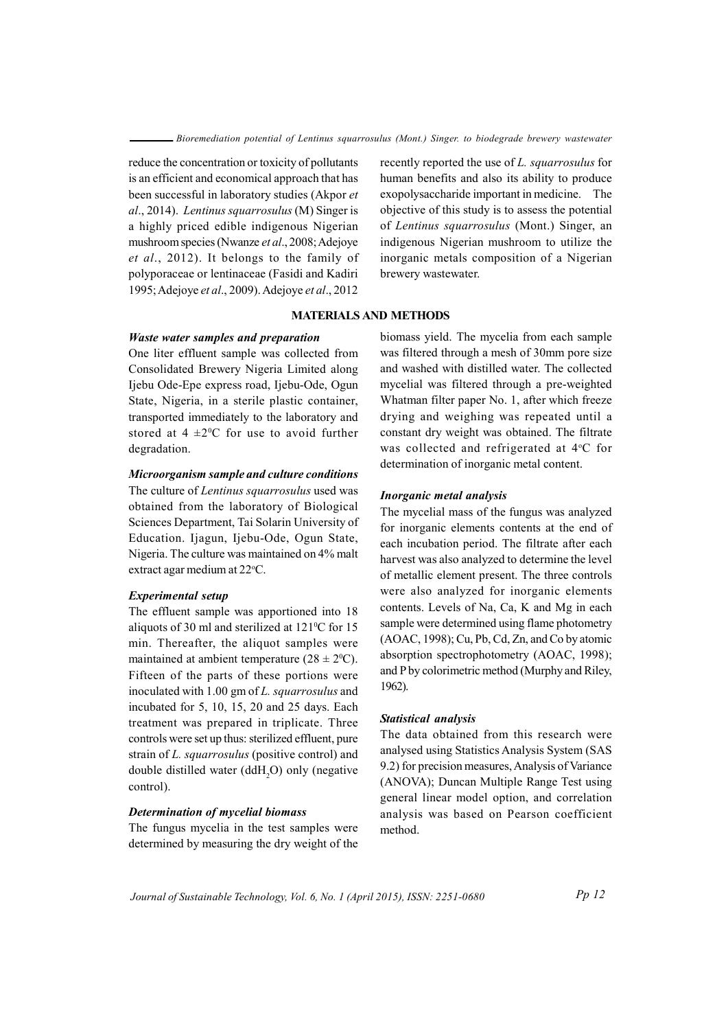reduce the concentration or toxicity of pollutants is an efficient and economical approach that has been successful in laboratory studies (Akpor *et al*., 2014). *Lentinus squarrosulus* (M) Singer is a highly priced edible indigenous Nigerian mushroom species (Nwanze *et al*., 2008; Adejoye *et al*., 2012). It belongs to the family of polyporaceae or lentinaceae (Fasidi and Kadiri 1995; Adejoye *et al*., 2009). Adejoye *et al*., 2012 recently reported the use of *L. squarrosulus* for human benefits and also its ability to produce exopolysaccharide important in medicine. The objective of this study is to assess the potential of *Lentinus squarrosulus* (Mont.) Singer, an indigenous Nigerian mushroom to utilize the inorganic metals composition of a Nigerian brewery wastewater.

## MATERIALS AND METHODS

### *Waste water samples and preparation*

One liter effluent sample was collected from Consolidated Brewery Nigeria Limited along Ijebu Ode-Epe express road, Ijebu-Ode, Ogun State, Nigeria, in a sterile plastic container, transported immediately to the laboratory and stored at 4 $\pm 2^0$C for use to avoid further degradation.

### *Microorganism sample and culture conditions*

The culture of *Lentinus squarrosulus* used was obtained from the laboratory of Biological Sciences Department, Tai Solarin University of Education. Ijagun, Ijebu-Ode, Ogun State, Nigeria. The culture was maintained on 4% malt extract agar medium at 22$^o$C.

### *Experimental setup*

The effluent sample was apportioned into 18 aliquots of 30 ml and sterilized at 121$^0$C for 15 min. Thereafter, the aliquot samples were maintained at ambient temperature (28 $\pm$ 2$^0$C). Fifteen of the parts of these portions were inoculated with 1.00 gm of *L. squarrosulus* and incubated for 5, 10, 15, 20 and 25 days. Each treatment was prepared in triplicate. Three controls were set up thus: sterilized effluent, pure strain of *L. squarrosulus* (positive control) and double distilled water (dd$H_2O$) only (negative control).

### *Determination of mycelial biomass*

The fungus mycelia in the test samples were determined by measuring the dry weight of the biomass yield. The mycelia from each sample was filtered through a mesh of 30mm pore size and washed with distilled water. The collected mycelial was filtered through a pre-weighted Whatman filter paper No. 1, after which freeze drying and weighing was repeated until a constant dry weight was obtained. The filtrate was collected and refrigerated at 4$^o$C for determination of inorganic metal content.

### *Inorganic metal analysis*

The mycelial mass of the fungus was analyzed for inorganic elements contents at the end of each incubation period. The filtrate after each harvest was also analyzed to determine the level of metallic element present. The three controls were also analyzed for inorganic elements contents. Levels of Na, Ca, K and Mg in each sample were determined using flame photometry (AOAC, 1998); Cu, Pb, Cd, Zn, and Co by atomic absorption spectrophotometry (AOAC, 1998); and P by colorimetric method (Murphy and Riley, 1962).

### *Statistical analysis*

The data obtained from this research were analysed using Statistics Analysis System (SAS 9.2) for precision measures, Analysis of Variance (ANOVA); Duncan Multiple Range Test using general linear model option, and correlation analysis was based on Pearson coefficient method.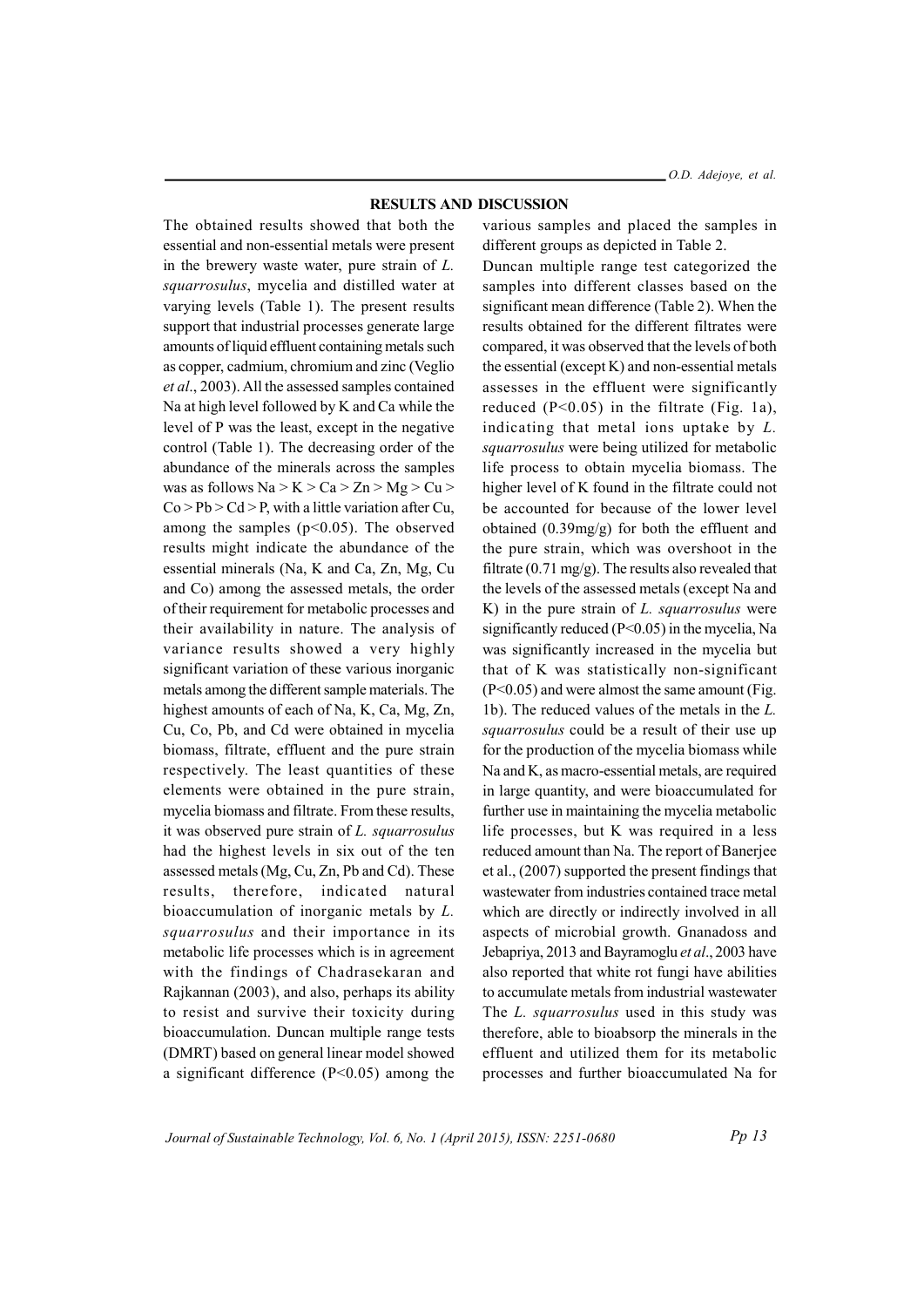## RESULTS AND DISCUSSION

The obtained results showed that both the essential and non-essential metals were present in the brewery waste water, pure strain of *L. squarrosulus*, mycelia and distilled water at varying levels (Table 1). The present results support that industrial processes generate large amounts of liquid effluent containing metals such as copper, cadmium, chromium and zinc (Veglio *et al*., 2003). All the assessed samples contained Na at high level followed by K and Ca while the level of P was the least, except in the negative control (Table 1). The decreasing order of the abundance of the minerals across the samples was as follows Na > K > Ca > Zn > Mg > Cu > Co > Pb > Cd > P, with a little variation after Cu, among the samples ($p<0.05$). The observed results might indicate the abundance of the essential minerals (Na, K and Ca, Zn, Mg, Cu and Co) among the assessed metals, the order of their requirement for metabolic processes and their availability in nature. The analysis of variance results showed a very highly significant variation of these various inorganic metals among the different sample materials. The highest amounts of each of Na, K, Ca, Mg, Zn, Cu, Co, Pb, and Cd were obtained in mycelia biomass, filtrate, effluent and the pure strain respectively. The least quantities of these elements were obtained in the pure strain, mycelia biomass and filtrate. From these results, it was observed pure strain of *L. squarrosulus* had the highest levels in six out of the ten assessed metals (Mg, Cu, Zn, Pb and Cd). These results, therefore, indicated natural bioaccumulation of inorganic metals by *L. squarrosulus* and their importance in its metabolic life processes which is in agreement with the findings of Chadrasekaran and Rajkannan (2003), and also, perhaps its ability to resist and survive their toxicity during bioaccumulation. Duncan multiple range tests (DMRT) based on general linear model showed a significant difference ($P<0.05$) among the various samples and placed the samples in different groups as depicted in Table 2.

Duncan multiple range test categorized the samples into different classes based on the significant mean difference (Table 2). When the results obtained for the different filtrates were compared, it was observed that the levels of both the essential (except K) and non-essential metals assesses in the effluent were significantly reduced ($P<0.05$) in the filtrate (Fig. 1a), indicating that metal ions uptake by *L. squarrosulus* were being utilized for metabolic life process to obtain mycelia biomass. The higher level of K found in the filtrate could not be accounted for because of the lower level obtained (0.39mg/g) for both the effluent and the pure strain, which was overshoot in the filtrate (0.71 mg/g). The results also revealed that the levels of the assessed metals (except Na and K) in the pure strain of *L. squarrosulus* were significantly reduced ($P<0.05$) in the mycelia, Na was significantly increased in the mycelia but that of K was statistically non-significant ($P<0.05$) and were almost the same amount (Fig. 1b). The reduced values of the metals in the *L. squarrosulus* could be a result of their use up for the production of the mycelia biomass while Na and K, as macro-essential metals, are required in large quantity, and were bioaccumulated for further use in maintaining the mycelia metabolic life processes, but K was required in a less reduced amount than Na. The report of Banerjee et al., (2007) supported the present findings that wastewater from industries contained trace metal which are directly or indirectly involved in all aspects of microbial growth. Gnanadoss and Jebapriya, 2013 and Bayramoglu *et al*., 2003 have also reported that white rot fungi have abilities to accumulate metals from industrial wastewater The *L. squarrosulus* used in this study was therefore, able to bioabsorp the minerals in the effluent and utilized them for its metabolic processes and further bioaccumulated Na for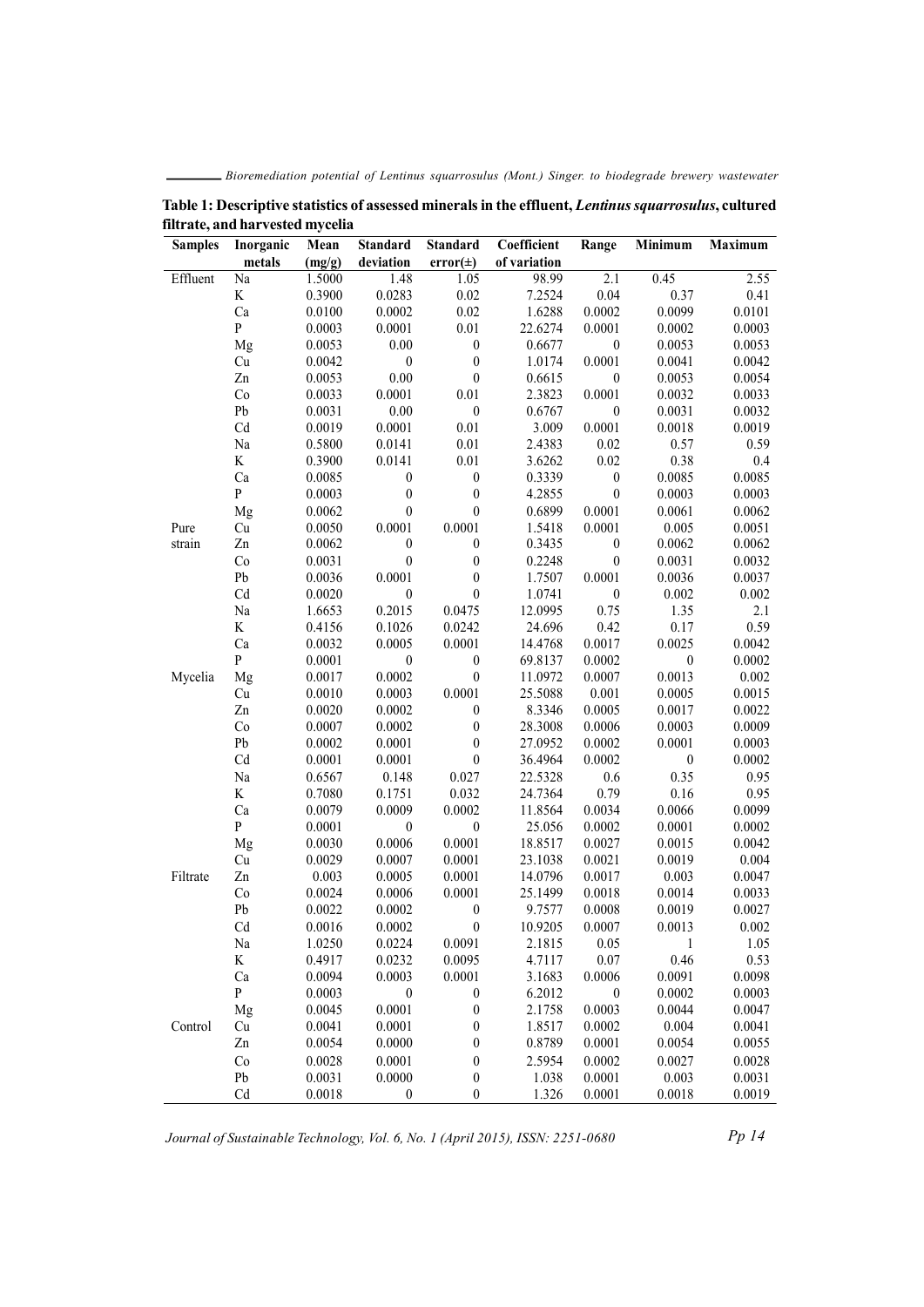**Table 1: Descriptive statistics of assessed minerals in the effluent, *Lentinus squarrosulus*, cultured filtrate, and harvested mycelia**

| Samples | Inorganic metals | Mean (mg/g) | Standard deviation | Standard error(±) | Coefficient of variation | Range | Minimum | Maximum |
|---|---|---|---|---|---|---|---|---|
| Effluent | Na | 1.5000 | 1.48 | 1.05 | 98.99 | 2.1 | 0.45 | 2.55 |
| | K | 0.3900 | 0.0283 | 0.02 | 7.2524 | 0.04 | 0.37 | 0.41 |
| | Ca | 0.0100 | 0.0002 | 0.02 | 1.6288 | 0.0002 | 0.0099 | 0.0101 |
| | P | 0.0003 | 0.0001 | 0.01 | 22.6274 | 0.0001 | 0.0002 | 0.0003 |
| | Mg | 0.0053 | 0.00 | 0 | 0.6677 | 0 | 0.0053 | 0.0053 |
| | Cu | 0.0042 | 0 | 0 | 1.0174 | 0.0001 | 0.0041 | 0.0042 |
| | Zn | 0.0053 | 0.00 | 0 | 0.6615 | 0 | 0.0053 | 0.0054 |
| | Co | 0.0033 | 0.0001 | 0.01 | 2.3823 | 0.0001 | 0.0032 | 0.0033 |
| | Pb | 0.0031 | 0.00 | 0 | 0.6767 | 0 | 0.0031 | 0.0032 |
| | Cd | 0.0019 | 0.0001 | 0.01 | 3.009 | 0.0001 | 0.0018 | 0.0019 |
| Pure strain | Na | 0.5800 | 0.0141 | 0.01 | 2.4383 | 0.02 | 0.57 | 0.59 |
| | K | 0.3900 | 0.0141 | 0.01 | 3.6262 | 0.02 | 0.38 | 0.4 |
| | Ca | 0.0085 | 0 | 0 | 0.3339 | 0 | 0.0085 | 0.0085 |
| | P | 0.0003 | 0 | 0 | 4.2855 | 0 | 0.0003 | 0.0003 |
| | Mg | 0.0062 | 0 | 0 | 0.6899 | 0.0001 | 0.0061 | 0.0062 |
| | Cu | 0.0050 | 0.0001 | 0.0001 | 1.5418 | 0.0001 | 0.005 | 0.0051 |
| | Zn | 0.0062 | 0 | 0 | 0.3435 | 0 | 0.0062 | 0.0062 |
| | Co | 0.0031 | 0 | 0 | 0.2248 | 0 | 0.0031 | 0.0032 |
| | Pb | 0.0036 | 0.0001 | 0 | 1.7507 | 0.0001 | 0.0036 | 0.0037 |
| | Cd | 0.0020 | 0 | 0 | 1.0741 | 0 | 0.002 | 0.002 |
| Mycelia | Na | 1.6653 | 0.2015 | 0.0475 | 12.0995 | 0.75 | 1.35 | 2.1 |
| | K | 0.4156 | 0.1026 | 0.0242 | 24.696 | 0.42 | 0.17 | 0.59 |
| | Ca | 0.0032 | 0.0005 | 0.0001 | 14.4768 | 0.0017 | 0.0025 | 0.0042 |
| | P | 0.0001 | 0 | 0 | 69.8137 | 0.0002 | 0 | 0.0002 |
| | Mg | 0.0017 | 0.0002 | 0 | 11.0972 | 0.0007 | 0.0013 | 0.002 |
| | Cu | 0.0010 | 0.0003 | 0.0001 | 25.5088 | 0.001 | 0.0005 | 0.0015 |
| | Zn | 0.0020 | 0.0002 | 0 | 8.3346 | 0.0005 | 0.0017 | 0.0022 |
| | Co | 0.0007 | 0.0002 | 0 | 28.3008 | 0.0006 | 0.0003 | 0.0009 |
| | Pb | 0.0002 | 0.0001 | 0 | 27.0952 | 0.0002 | 0.0001 | 0.0003 |
| | Cd | 0.0001 | 0.0001 | 0 | 36.4964 | 0.0002 | 0 | 0.0002 |
| Filtrate | Na | 0.6567 | 0.148 | 0.027 | 22.5328 | 0.6 | 0.35 | 0.95 |
| | K | 0.7080 | 0.1751 | 0.032 | 24.7364 | 0.79 | 0.16 | 0.95 |
| | Ca | 0.0079 | 0.0009 | 0.0002 | 11.8564 | 0.0034 | 0.0066 | 0.0099 |
| | P | 0.0001 | 0 | 0 | 25.056 | 0.0002 | 0.0001 | 0.0002 |
| | Mg | 0.0030 | 0.0006 | 0.0001 | 18.8517 | 0.0027 | 0.0015 | 0.0042 |
| | Cu | 0.0029 | 0.0007 | 0.0001 | 23.1038 | 0.0021 | 0.0019 | 0.004 |
| | Zn | 0.003 | 0.0005 | 0.0001 | 14.0796 | 0.0017 | 0.003 | 0.0047 |
| | Co | 0.0024 | 0.0006 | 0.0001 | 25.1499 | 0.0018 | 0.0014 | 0.0033 |
| | Pb | 0.0022 | 0.0002 | 0 | 9.7577 | 0.0008 | 0.0019 | 0.0027 |
| | Cd | 0.0016 | 0.0002 | 0 | 10.9205 | 0.0007 | 0.0013 | 0.002 |
| Control | Na | 1.0250 | 0.0224 | 0.0091 | 2.1815 | 0.05 | 1 | 1.05 |
| | K | 0.4917 | 0.0232 | 0.0095 | 4.7117 | 0.07 | 0.46 | 0.53 |
| | Ca | 0.0094 | 0.0003 | 0.0001 | 3.1683 | 0.0006 | 0.0091 | 0.0098 |
| | P | 0.0003 | 0 | 0 | 6.2012 | 0 | 0.0002 | 0.0003 |
| | Mg | 0.0045 | 0.0001 | 0 | 2.1758 | 0.0003 | 0.0044 | 0.0047 |
| | Cu | 0.0041 | 0.0001 | 0 | 1.8517 | 0.0002 | 0.004 | 0.0041 |
| | Zn | 0.0054 | 0.0000 | 0 | 0.8789 | 0.0001 | 0.0054 | 0.0055 |
| | Co | 0.0028 | 0.0001 | 0 | 2.5954 | 0.0002 | 0.0027 | 0.0028 |
| | Pb | 0.0031 | 0.0000 | 0 | 1.038 | 0.0001 | 0.003 | 0.0031 |
| | Cd | 0.0018 | 0 | 0 | 1.326 | 0.0001 | 0.0018 | 0.0019 |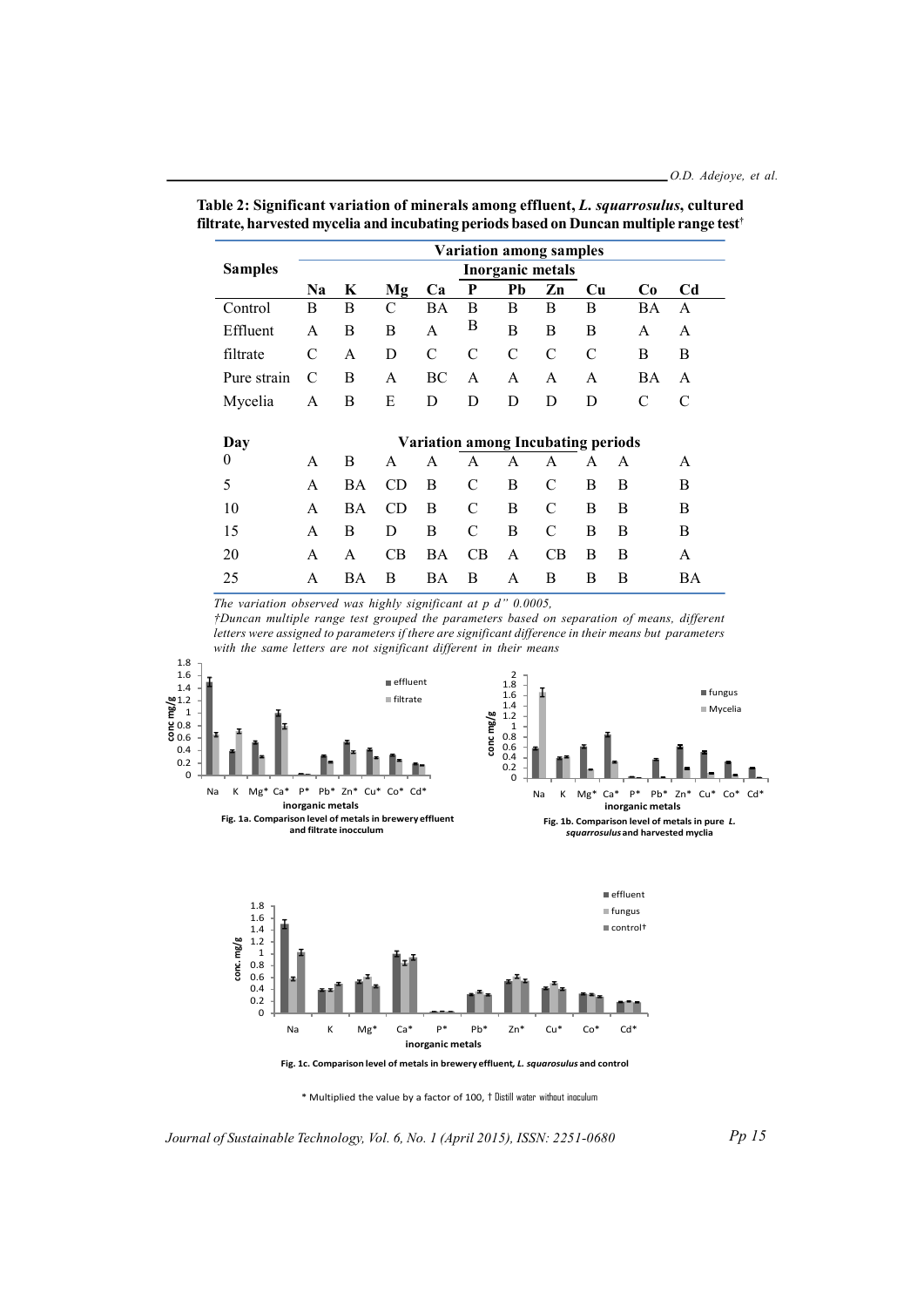**Table 2: Significant variation of minerals among effluent, *L. squarrosulus*, cultured filtrate, harvested mycelia and incubating periods based on Duncan multiple range test†**

| Samples | Variation among samples | | | | | | | | | |
|---|---|---|---|---|---|---|---|---|---|---|
| | Inorganic metals | | | | | | | | | |
| | Na | K | Mg | Ca | P | Pb | Zn | Cu | Co | Cd |
| Control | B | B | C | BA | B | B | B | B | BA | A |
| Effluent | A | B | B | A | B | B | B | B | A | A |
| filtrate | C | A | D | C | C | C | C | C | B | B |
| Pure strain | C | B | A | BC | A | A | A | A | BA | A |
| Mycelia | A | B | E | D | D | D | D | D | C | C |
| **Day** | **Variation among Incubating periods** | | | | | | | | | |
| 0 | A | B | A | A | A | A | A | A | A | A |
| 5 | A | BA | CD | B | C | B | C | B | B | B |
| 10 | A | BA | CD | B | C | B | C | B | B | B |
| 15 | A | B | D | B | C | B | C | B | B | B |
| 20 | A | A | CB | BA | CB | A | CB | B | B | A |
| 25 | A | BA | B | BA | B | A | B | B | B | BA |

*The variation observed was highly significant at p d” 0.0005,*

*†Duncan multiple range test grouped the parameters based on separation of means, different letters were assigned to parameters if there are significant difference in their means but parameters with the same letters are not significant different in their means*

**Fig. 1a. Comparison level of metals in brewery effluent and filtrate inocculum**

**Fig. 1b. Comparison level of metals in pure *L. squarrosulus* and harvested myclia**

**Fig. 1c. Comparison level of metals in brewery effluent, *L. squarosulus* and control**

\* Multiplied the value by a factor of 100, † Distill water without inoculum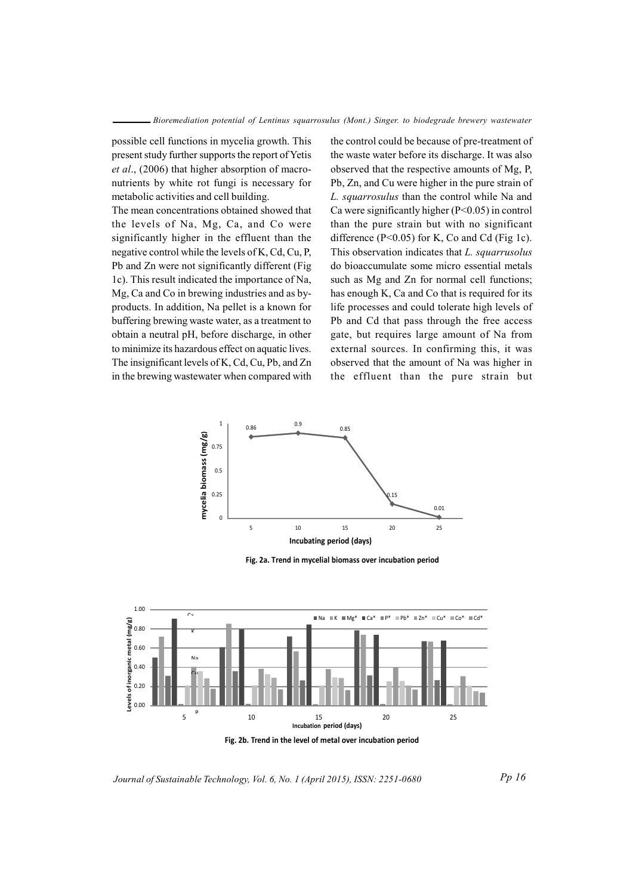possible cell functions in mycelia growth. This present study further supports the report of Yetis *et al*., (2006) that higher absorption of macro-nutrients by white rot fungi is necessary for metabolic activities and cell building.

The mean concentrations obtained showed that the levels of Na, Mg, Ca, and Co were significantly higher in the effluent than the negative control while the levels of K, Cd, Cu, P, Pb and Zn were not significantly different (Fig 1c). This result indicated the importance of Na, Mg, Ca and Co in brewing industries and as by-products. In addition, Na pellet is a known for buffering brewing waste water, as a treatment to obtain a neutral pH, before discharge, in other to minimize its hazardous effect on aquatic lives. The insignificant levels of K, Cd, Cu, Pb, and Zn in the brewing wastewater when compared with the control could be because of pre-treatment of the waste water before its discharge. It was also observed that the respective amounts of Mg, P, Pb, Zn, and Cu were higher in the pure strain of *L. squarrosulus* than the control while Na and Ca were significantly higher ($P<0.05$) in control than the pure strain but with no significant difference ($P<0.05$) for K, Co and Cd (Fig 1c). This observation indicates that *L. squarrusolus* do bioaccumulate some micro essential metals such as Mg and Zn for normal cell functions; has enough K, Ca and Co that is required for its life processes and could tolerate high levels of Pb and Cd that pass through the free access gate, but requires large amount of Na from external sources. In confirming this, it was observed that the amount of Na was higher in the effluent than the pure strain but

**Fig. 2a. Trend in mycelial biomass over incubation period**

**Fig. 2b. Trend in the level of metal over incubation period**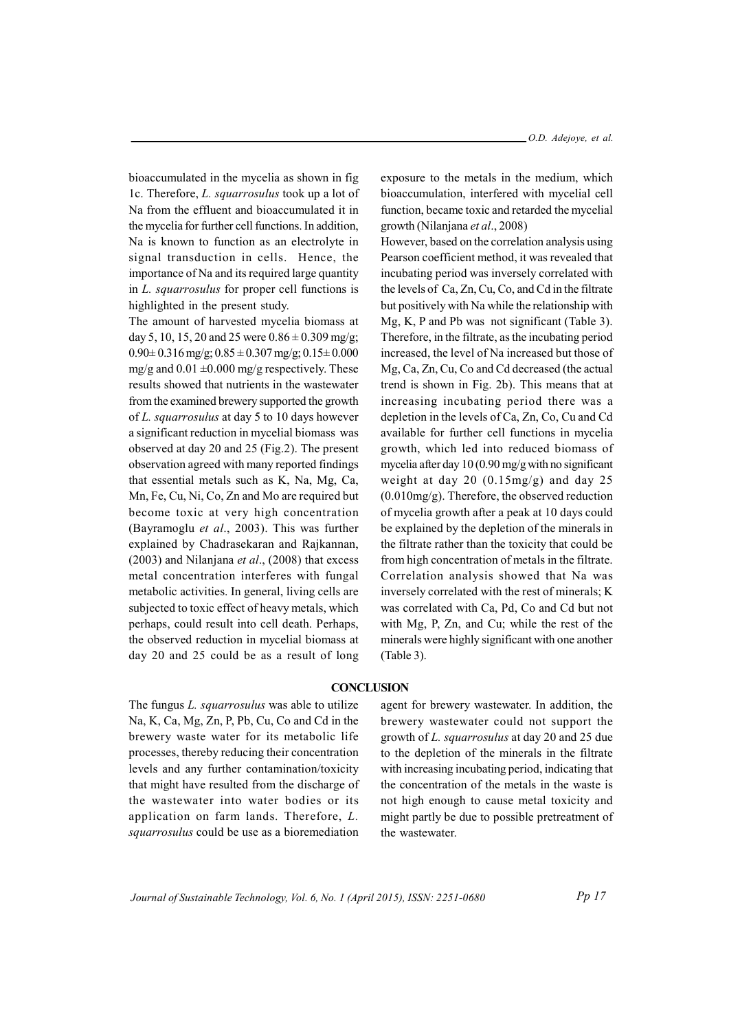bioaccumulated in the mycelia as shown in fig 1c. Therefore, *L. squarrosulus* took up a lot of Na from the effluent and bioaccumulated it in the mycelia for further cell functions. In addition, Na is known to function as an electrolyte in signal transduction in cells. Hence, the importance of Na and its required large quantity in *L. squarrosulus* for proper cell functions is highlighted in the present study.

The amount of harvested mycelia biomass at day 5, 10, 15, 20 and 25 were 0.86 ± 0.309 mg/g; 0.90± 0.316 mg/g; 0.85 ± 0.307 mg/g; 0.15± 0.000 mg/g and 0.01 ±0.000 mg/g respectively. These results showed that nutrients in the wastewater from the examined brewery supported the growth of *L. squarrosulus* at day 5 to 10 days however a significant reduction in mycelial biomass was observed at day 20 and 25 (Fig.2). The present observation agreed with many reported findings that essential metals such as K, Na, Mg, Ca, Mn, Fe, Cu, Ni, Co, Zn and Mo are required but become toxic at very high concentration (Bayramoglu *et al*., 2003). This was further explained by Chadrasekaran and Rajkannan, (2003) and Nilanjana *et al*., (2008) that excess metal concentration interferes with fungal metabolic activities. In general, living cells are subjected to toxic effect of heavy metals, which perhaps, could result into cell death. Perhaps, the observed reduction in mycelial biomass at day 20 and 25 could be as a result of long exposure to the metals in the medium, which bioaccumulation, interfered with mycelial cell function, became toxic and retarded the mycelial growth (Nilanjana *et al*., 2008)

However, based on the correlation analysis using Pearson coefficient method, it was revealed that incubating period was inversely correlated with the levels of Ca, Zn, Cu, Co, and Cd in the filtrate but positively with Na while the relationship with Mg, K, P and Pb was not significant (Table 3). Therefore, in the filtrate, as the incubating period increased, the level of Na increased but those of Mg, Ca, Zn, Cu, Co and Cd decreased (the actual trend is shown in Fig. 2b). This means that at increasing incubating period there was a depletion in the levels of Ca, Zn, Co, Cu and Cd available for further cell functions in mycelia growth, which led into reduced biomass of mycelia after day 10 (0.90 mg/g with no significant weight at day 20 (0.15mg/g) and day 25 (0.010mg/g). Therefore, the observed reduction of mycelia growth after a peak at 10 days could be explained by the depletion of the minerals in the filtrate rather than the toxicity that could be from high concentration of metals in the filtrate. Correlation analysis showed that Na was inversely correlated with the rest of minerals; K was correlated with Ca, Pd, Co and Cd but not with Mg, P, Zn, and Cu; while the rest of the minerals were highly significant with one another (Table 3).

## CONCLUSION

The fungus *L. squarrosulus* was able to utilize Na, K, Ca, Mg, Zn, P, Pb, Cu, Co and Cd in the brewery waste water for its metabolic life processes, thereby reducing their concentration levels and any further contamination/toxicity that might have resulted from the discharge of the wastewater into water bodies or its application on farm lands. Therefore, *L. squarrosulus* could be use as a bioremediation agent for brewery wastewater. In addition, the brewery wastewater could not support the growth of *L. squarrosulus* at day 20 and 25 due to the depletion of the minerals in the filtrate with increasing incubating period, indicating that the concentration of the metals in the waste is not high enough to cause metal toxicity and might partly be due to possible pretreatment of the wastewater.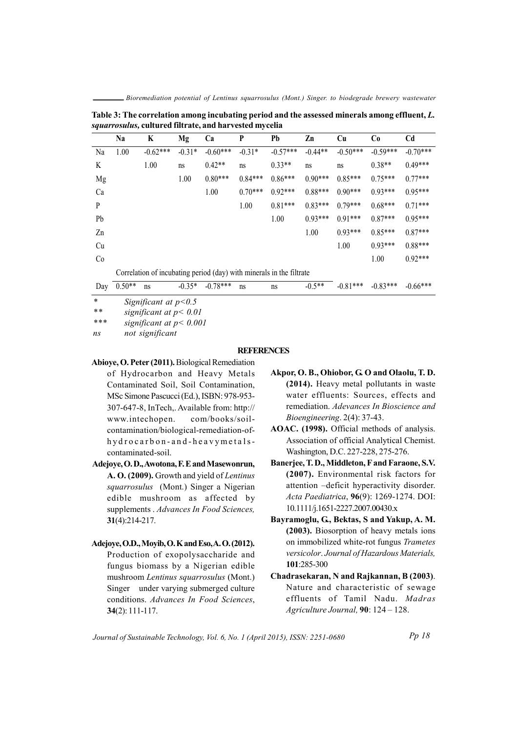**Table 3: The correlation among incubating period and the assessed minerals among effluent, *L. squarrosulus,* cultured filtrate, and harvested mycelia**

| | Na | K | Mg | Ca | P | Pb | Zn | Cu | Co | Cd |
|---|---|---|---|---|---|---|---|---|---|---|
| Na | 1.00 | -0.62*** | -0.31* | -0.60*** | -0.31* | -0.57*** | -0.44** | -0.50*** | -0.59*** | -0.70*** |
| K | | 1.00 | ns | 0.42** | ns | 0.33** | ns | ns | 0.38** | 0.49*** |
| Mg | | | 1.00 | 0.80*** | 0.84*** | 0.86*** | 0.90*** | 0.85*** | 0.75*** | 0.77*** |
| Ca | | | | 1.00 | 0.70*** | 0.92*** | 0.88*** | 0.90*** | 0.93*** | 0.95*** |
| P | | | | | 1.00 | 0.81*** | 0.83*** | 0.79*** | 0.68*** | 0.71*** |
| Pb | | | | | | 1.00 | 0.93*** | 0.91*** | 0.87*** | 0.95*** |
| Zn | | | | | | | 1.00 | 0.93*** | 0.85*** | 0.87*** |
| Cu | | | | | | | | 1.00 | 0.93*** | 0.88*** |
| Co | | | | | | | | | 1.00 | 0.92*** |
| | Correlation of incubating period (day) with minerals in the filtrate | | | | | | | | | |
| Day | 0.50** | ns | -0.35* | -0.78*** | ns | ns | -0.5** | -0.81*** | -0.83*** | -0.66*** |

\* *Significant at $p<0.5$*
\*\* *significant at $p< 0.01$*
\*\*\* *significant at $p< 0.001$*
*ns* *not significant*

## REFERENCES

**Abioye, O. Peter (2011).** Biological Remediation of Hydrocarbon and Heavy Metals Contaminated Soil, Soil Contamination, MSc Simone Pascucci (Ed.), ISBN: 978-953-307-647-8, InTech,. Available from: http://www.intechopen. com/books/soil-contamination/biological-remediation-of-hydrocarbon-and-heavymetals-contaminated-soil.

**Adejoye, O. D., Awotona, F. E and Masewonrun, A. O. (2009).** Growth and yield of *Lentinus squarrosulus* (Mont.) Singer a Nigerian edible mushroom as affected by supplements . *Advances In Food Sciences,* **31**(4):214-217.

**Adejoye, O.D., Moyib, O. K and Eso, A. O. (2012).** Production of exopolysaccharide and fungus biomass by a Nigerian edible mushroom *Lentinus squarrosulus* (Mont.) Singer under varying submerged culture conditions. *Advances In Food Sciences*, **34**(2): 111-117.

**Akpor, O. B., Ohiobor, G. O and Olaolu, T. D. (2014).** Heavy metal pollutants in waste water effluents: Sources, effects and remediation. *Adevances In Bioscience and Bioengineering*. 2(4): 37-43.

**AOAC. (1998).** Official methods of analysis. Association of official Analytical Chemist. Washington, D.C. 227-228, 275-276.

**Banerjee, T. D., Middleton, F and Faraone, S.V. (2007).** Environmental risk factors for attention –deficit hyperactivity disorder. *Acta Paediatrica*, **96**(9): 1269-1274. DOI: 10.1111/j.1651-2227.2007.00430.x

**Bayramoglu, G., Bektas, S and Yakup, A. M. (2003).** Biosorption of heavy metals ions on immobilized white-rot fungus *Trametes versicolor*. *Journal of Hazardous Materials,* **101**:285-300

**Chadrasekaran, N and Rajkannan, B (2003)**. Nature and characteristic of sewage effluents of Tamil Nadu. *Madras Agriculture Journal,* **90**: 124 – 128.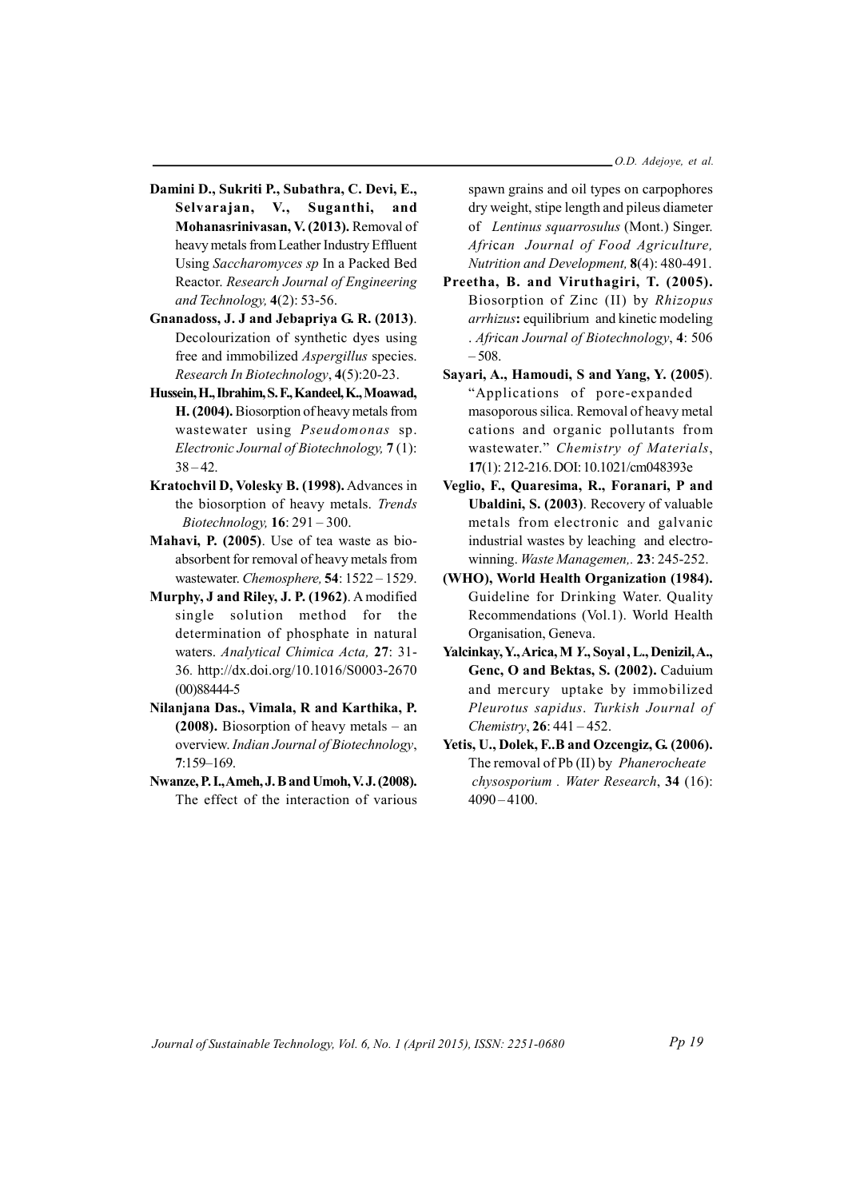**Damini D., Sukriti P., Subathra, C. Devi, E., Selvarajan, V., Suganthi, and Mohanasrinivasan, V. (2013).** Removal of heavy metals from Leather Industry Effluent Using *Saccharomyces sp* In a Packed Bed Reactor. *Research Journal of Engineering and Technology,* **4**(2): 53-56.

**Gnanadoss, J. J and Jebapriya G. R. (2013)**. Decolourization of synthetic dyes using free and immobilized *Aspergillus* species. *Research In Biotechnology*, **4**(5):20-23.

**Hussein, H., Ibrahim, S. F., Kandeel, K., Moawad, H. (2004).** Biosorption of heavy metals from wastewater using *Pseudomonas* sp. *Electronic Journal of Biotechnology,* **7** (1): 38 – 42.

**Kratochvil D, Volesky B. (1998).** Advances in the biosorption of heavy metals. *Trends Biotechnology,* **16**: 291 – 300.

**Mahavi, P. (2005)**. Use of tea waste as bio-absorbent for removal of heavy metals from wastewater. *Chemosphere,* **54**: 1522 – 1529.

**Murphy, J and Riley, J. P. (1962)**. A modified single solution method for the determination of phosphate in natural waters. *Analytical Chimica Acta,* **27**: 31-36. http://dx.doi.org/10.1016/S0003-2670(00)88444-5

**Nilanjana Das., Vimala, R and Karthika, P. (2008).** Biosorption of heavy metals – an overview. *Indian Journal of Biotechnology*, **7**:159–169.

**Nwanze, P. I., Ameh, J. B and Umoh, V. J. (2008).** The effect of the interaction of various spawn grains and oil types on carpophores dry weight, stipe length and pileus diameter of *Lentinus squarrosulus* (Mont.) Singer. *African Journal of Food Agriculture, Nutrition and Development,* **8**(4): 480-491.

**Preetha, B. and Viruthagiri, T. (2005).** Biosorption of Zinc (II) by *Rhizopus arrhizus***:** equilibrium and kinetic modeling . *African Journal of Biotechnology*, **4**: 506 – 508.

**Sayari, A., Hamoudi, S and Yang, Y. (2005)**. "Applications of pore-expanded masoporous silica. Removal of heavy metal cations and organic pollutants from wastewater." *Chemistry of Materials*, **17**(1): 212-216. DOI: 10.1021/cm048393e

**Veglio, F., Quaresima, R., Foranari, P and Ubaldini, S. (2003)**. Recovery of valuable metals from electronic and galvanic industrial wastes by leaching and electro-winning. *Waste Managemen,.* **23**: 245-252.

**(WHO), World Health Organization (1984).** Guideline for Drinking Water. Quality Recommendations (Vol.1). World Health Organisation, Geneva.

**Yalcinkay, Y., Arica, M Y., Soyal , L., Denizil, A., Genc, O and Bektas, S. (2002).** Caduium and mercury uptake by immobilized *Pleurotus sapidus*. *Turkish Journal of Chemistry*, **26**: 441 – 452.

**Yetis, U., Dolek, F..B and Ozcengiz, G. (2006).** The removal of Pb (II) by *Phanerocheate chysosporium* . *Water Research*, **34** (16): 4090 – 4100.